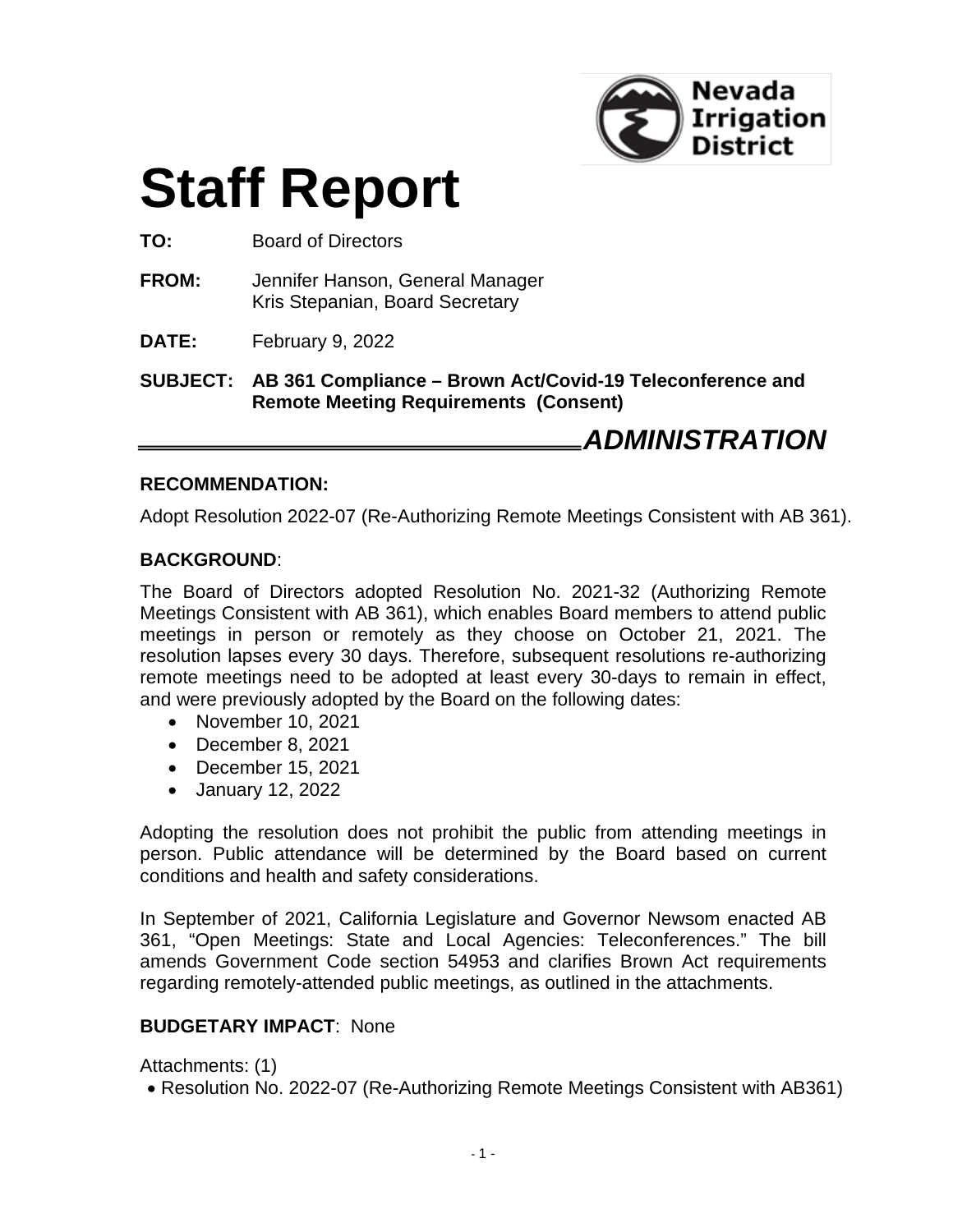Nevada Irrigation District

# Staff Report

**TO:** Board of Directors

**FROM:** Jennifer Hanson, General Manager
Kris Stepanian, Board Secretary

**DATE:** February 9, 2022

**SUBJECT: AB 361 Compliance – Brown Act/Covid-19 Teleconference and Remote Meeting Requirements (Consent)**

***ADMINISTRATION***

**RECOMMENDATION:**

Adopt Resolution 2022-07 (Re-Authorizing Remote Meetings Consistent with AB 361).

**BACKGROUND**:

The Board of Directors adopted Resolution No. 2021-32 (Authorizing Remote Meetings Consistent with AB 361), which enables Board members to attend public meetings in person or remotely as they choose on October 21, 2021. The resolution lapses every 30 days. Therefore, subsequent resolutions re-authorizing remote meetings need to be adopted at least every 30-days to remain in effect, and were previously adopted by the Board on the following dates:

- November 10, 2021
- December 8, 2021
- December 15, 2021
- January 12, 2022

Adopting the resolution does not prohibit the public from attending meetings in person. Public attendance will be determined by the Board based on current conditions and health and safety considerations.

In September of 2021, California Legislature and Governor Newsom enacted AB 361, "Open Meetings: State and Local Agencies: Teleconferences." The bill amends Government Code section 54953 and clarifies Brown Act requirements regarding remotely-attended public meetings, as outlined in the attachments.

**BUDGETARY IMPACT**: None

Attachments: (1)

- Resolution No. 2022-07 (Re-Authorizing Remote Meetings Consistent with AB361)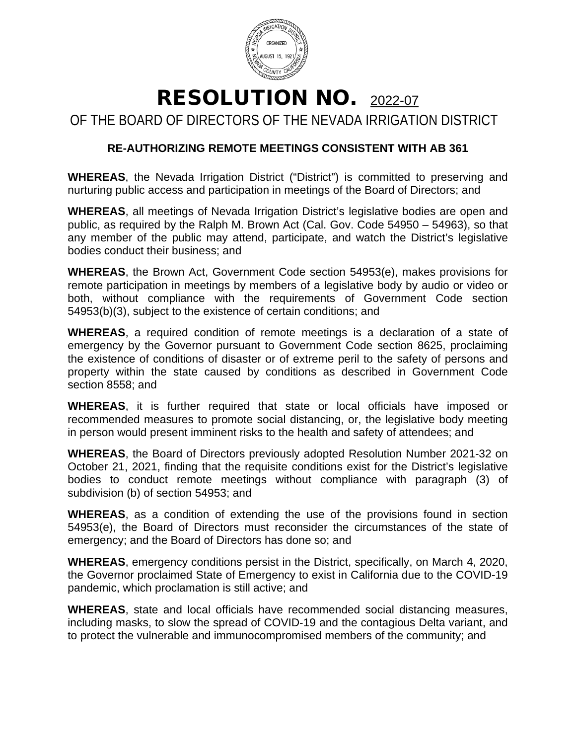# RESOLUTION NO. 2022-07

## OF THE BOARD OF DIRECTORS OF THE NEVADA IRRIGATION DISTRICT

### RE-AUTHORIZING REMOTE MEETINGS CONSISTENT WITH AB 361

**WHEREAS**, the Nevada Irrigation District ("District") is committed to preserving and nurturing public access and participation in meetings of the Board of Directors; and

**WHEREAS**, all meetings of Nevada Irrigation District's legislative bodies are open and public, as required by the Ralph M. Brown Act (Cal. Gov. Code 54950 – 54963), so that any member of the public may attend, participate, and watch the District's legislative bodies conduct their business; and

**WHEREAS**, the Brown Act, Government Code section 54953(e), makes provisions for remote participation in meetings by members of a legislative body by audio or video or both, without compliance with the requirements of Government Code section 54953(b)(3), subject to the existence of certain conditions; and

**WHEREAS**, a required condition of remote meetings is a declaration of a state of emergency by the Governor pursuant to Government Code section 8625, proclaiming the existence of conditions of disaster or of extreme peril to the safety of persons and property within the state caused by conditions as described in Government Code section 8558; and

**WHEREAS**, it is further required that state or local officials have imposed or recommended measures to promote social distancing, or, the legislative body meeting in person would present imminent risks to the health and safety of attendees; and

**WHEREAS**, the Board of Directors previously adopted Resolution Number 2021-32 on October 21, 2021, finding that the requisite conditions exist for the District's legislative bodies to conduct remote meetings without compliance with paragraph (3) of subdivision (b) of section 54953; and

**WHEREAS**, as a condition of extending the use of the provisions found in section 54953(e), the Board of Directors must reconsider the circumstances of the state of emergency; and the Board of Directors has done so; and

**WHEREAS**, emergency conditions persist in the District, specifically, on March 4, 2020, the Governor proclaimed State of Emergency to exist in California due to the COVID-19 pandemic, which proclamation is still active; and

**WHEREAS**, state and local officials have recommended social distancing measures, including masks, to slow the spread of COVID-19 and the contagious Delta variant, and to protect the vulnerable and immunocompromised members of the community; and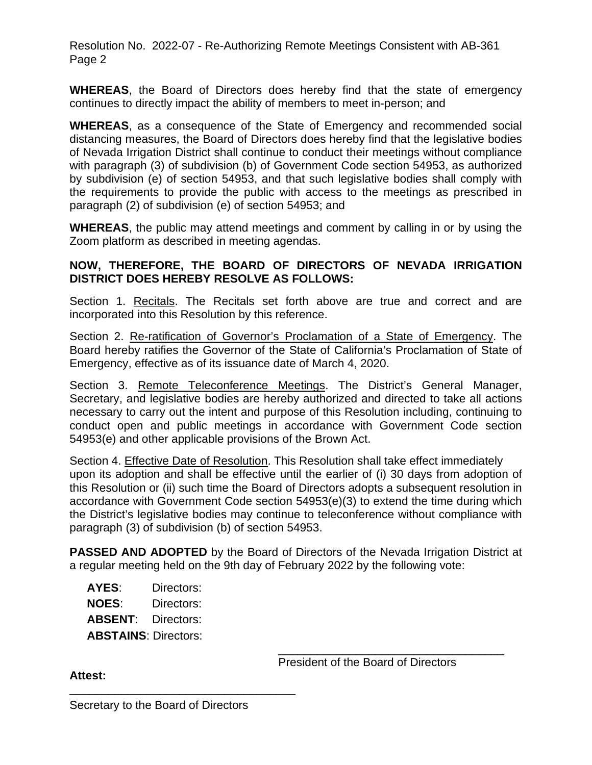**WHEREAS**, the Board of Directors does hereby find that the state of emergency continues to directly impact the ability of members to meet in-person; and

**WHEREAS**, as a consequence of the State of Emergency and recommended social distancing measures, the Board of Directors does hereby find that the legislative bodies of Nevada Irrigation District shall continue to conduct their meetings without compliance with paragraph (3) of subdivision (b) of Government Code section 54953, as authorized by subdivision (e) of section 54953, and that such legislative bodies shall comply with the requirements to provide the public with access to the meetings as prescribed in paragraph (2) of subdivision (e) of section 54953; and

**WHEREAS**, the public may attend meetings and comment by calling in or by using the Zoom platform as described in meeting agendas.

**NOW, THEREFORE, THE BOARD OF DIRECTORS OF NEVADA IRRIGATION DISTRICT DOES HEREBY RESOLVE AS FOLLOWS:**

Section 1. Recitals. The Recitals set forth above are true and correct and are incorporated into this Resolution by this reference.

Section 2. Re-ratification of Governor's Proclamation of a State of Emergency. The Board hereby ratifies the Governor of the State of California's Proclamation of State of Emergency, effective as of its issuance date of March 4, 2020.

Section 3. Remote Teleconference Meetings. The District's General Manager, Secretary, and legislative bodies are hereby authorized and directed to take all actions necessary to carry out the intent and purpose of this Resolution including, continuing to conduct open and public meetings in accordance with Government Code section 54953(e) and other applicable provisions of the Brown Act.

Section 4. Effective Date of Resolution. This Resolution shall take effect immediately upon its adoption and shall be effective until the earlier of (i) 30 days from adoption of this Resolution or (ii) such time the Board of Directors adopts a subsequent resolution in accordance with Government Code section 54953(e)(3) to extend the time during which the District's legislative bodies may continue to teleconference without compliance with paragraph (3) of subdivision (b) of section 54953.

**PASSED AND ADOPTED** by the Board of Directors of the Nevada Irrigation District at a regular meeting held on the 9th day of February 2022 by the following vote:

**AYES**: Directors:
**NOES**: Directors:
**ABSENT**: Directors:
**ABSTAINS**: Directors:

___________________________________
President of the Board of Directors

**Attest:**

___________________________________
Secretary to the Board of Directors